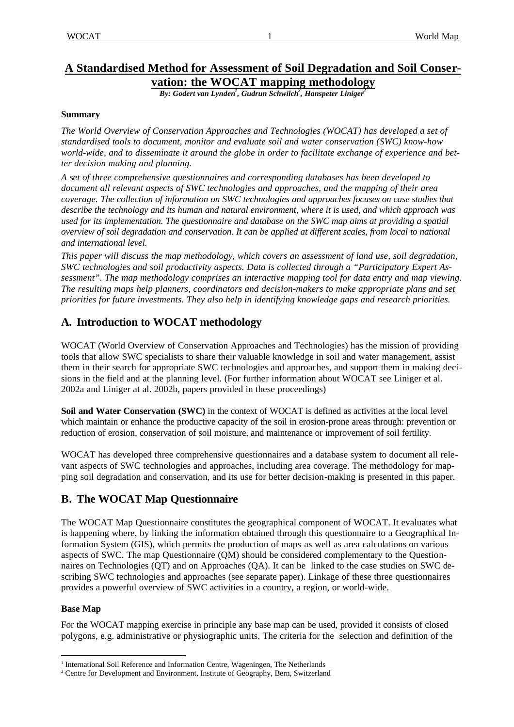# A Standardised Method for Assessment of Soil Degradation and Soil Conservation: the WOCAT mapping methodology

***By: Godert van Lynden[1], Gudrun Schwilch[2], Hanspeter Liniger[2]***

**Summary**

*The World Overview of Conservation Approaches and Technologies (WOCAT) has developed a set of standardised tools to document, monitor and evaluate soil and water conservation (SWC) know-how world-wide, and to disseminate it around the globe in order to facilitate exchange of experience and better decision making and planning.*

*A set of three comprehensive questionnaires and corresponding databases has been developed to document all relevant aspects of SWC technologies and approaches, and the mapping of their area coverage. The collection of information on SWC technologies and approaches focuses on case studies that describe the technology and its human and natural environment, where it is used, and which approach was used for its implementation. The questionnaire and database on the SWC map aims at providing a spatial overview of soil degradation and conservation. It can be applied at different scales, from local to national and international level.*

*This paper will discuss the map methodology, which covers an assessment of land use, soil degradation, SWC technologies and soil productivity aspects. Data is collected through a "Participatory Expert Assessment". The map methodology comprises an interactive mapping tool for data entry and map viewing. The resulting maps help planners, coordinators and decision-makers to make appropriate plans and set priorities for future investments. They also help in identifying knowledge gaps and research priorities.*

## A. Introduction to WOCAT methodology

WOCAT (World Overview of Conservation Approaches and Technologies) has the mission of providing tools that allow SWC specialists to share their valuable knowledge in soil and water management, assist them in their search for appropriate SWC technologies and approaches, and support them in making decisions in the field and at the planning level. (For further information about WOCAT see Liniger et al. 2002a and Liniger at al. 2002b, papers provided in these proceedings)

**Soil and Water Conservation (SWC)** in the context of WOCAT is defined as activities at the local level which maintain or enhance the productive capacity of the soil in erosion-prone areas through: prevention or reduction of erosion, conservation of soil moisture, and maintenance or improvement of soil fertility.

WOCAT has developed three comprehensive questionnaires and a database system to document all relevant aspects of SWC technologies and approaches, including area coverage. The methodology for mapping soil degradation and conservation, and its use for better decision-making is presented in this paper.

## B. The WOCAT Map Questionnaire

The WOCAT Map Questionnaire constitutes the geographical component of WOCAT. It evaluates what is happening where, by linking the information obtained through this questionnaire to a Geographical Information System (GIS), which permits the production of maps as well as area calculations on various aspects of SWC. The map Questionnaire (QM) should be considered complementary to the Questionnaires on Technologies (QT) and on Approaches (QA). It can be linked to the case studies on SWC describing SWC technologies and approaches (see separate paper). Linkage of these three questionnaires provides a powerful overview of SWC activities in a country, a region, or world-wide.

**Base Map**

For the WOCAT mapping exercise in principle any base map can be used, provided it consists of closed polygons, e.g. administrative or physiographic units. The criteria for the selection and definition of the

---

[1] International Soil Reference and Information Centre, Wageningen, The Netherlands

[2] Centre for Development and Environment, Institute of Geography, Bern, Switzerland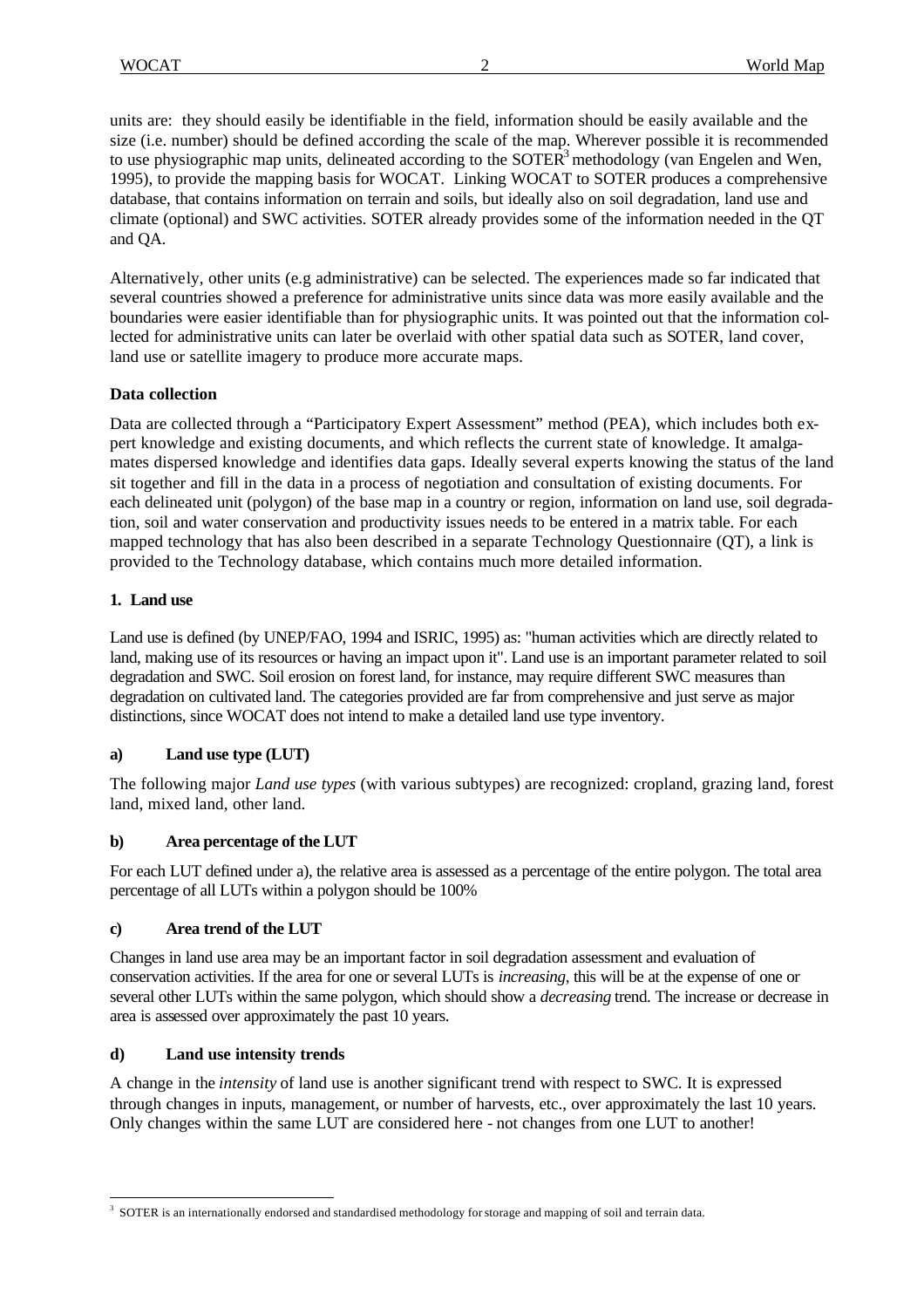units are: they should easily be identifiable in the field, information should be easily available and the size (i.e. number) should be defined according the scale of the map. Wherever possible it is recommended to use physiographic map units, delineated according to the SOTER[3] methodology (van Engelen and Wen, 1995), to provide the mapping basis for WOCAT. Linking WOCAT to SOTER produces a comprehensive database, that contains information on terrain and soils, but ideally also on soil degradation, land use and climate (optional) and SWC activities. SOTER already provides some of the information needed in the QT and QA.

Alternatively, other units (e.g administrative) can be selected. The experiences made so far indicated that several countries showed a preference for administrative units since data was more easily available and the boundaries were easier identifiable than for physiographic units. It was pointed out that the information collected for administrative units can later be overlaid with other spatial data such as SOTER, land cover, land use or satellite imagery to produce more accurate maps.

### Data collection

Data are collected through a "Participatory Expert Assessment" method (PEA), which includes both expert knowledge and existing documents, and which reflects the current state of knowledge. It amalgamates dispersed knowledge and identifies data gaps. Ideally several experts knowing the status of the land sit together and fill in the data in a process of negotiation and consultation of existing documents. For each delineated unit (polygon) of the base map in a country or region, information on land use, soil degradation, soil and water conservation and productivity issues needs to be entered in a matrix table. For each mapped technology that has also been described in a separate Technology Questionnaire (QT), a link is provided to the Technology database, which contains much more detailed information.

### 1. Land use

Land use is defined (by UNEP/FAO, 1994 and ISRIC, 1995) as: "human activities which are directly related to land, making use of its resources or having an impact upon it". Land use is an important parameter related to soil degradation and SWC. Soil erosion on forest land, for instance, may require different SWC measures than degradation on cultivated land. The categories provided are far from comprehensive and just serve as major distinctions, since WOCAT does not intend to make a detailed land use type inventory.

#### a) Land use type (LUT)

The following major *Land use types* (with various subtypes) are recognized: cropland, grazing land, forest land, mixed land, other land.

#### b) Area percentage of the LUT

For each LUT defined under a), the relative area is assessed as a percentage of the entire polygon. The total area percentage of all LUTs within a polygon should be 100%

#### c) Area trend of the LUT

Changes in land use area may be an important factor in soil degradation assessment and evaluation of conservation activities. If the area for one or several LUTs is *increasing*, this will be at the expense of one or several other LUTs within the same polygon, which should show a *decreasing* trend. The increase or decrease in area is assessed over approximately the past 10 years.

#### d) Land use intensity trends

A change in the *intensity* of land use is another significant trend with respect to SWC. It is expressed through changes in inputs, management, or number of harvests, etc., over approximately the last 10 years. Only changes within the same LUT are considered here - not changes from one LUT to another!

---

[3] SOTER is an internationally endorsed and standardised methodology for storage and mapping of soil and terrain data.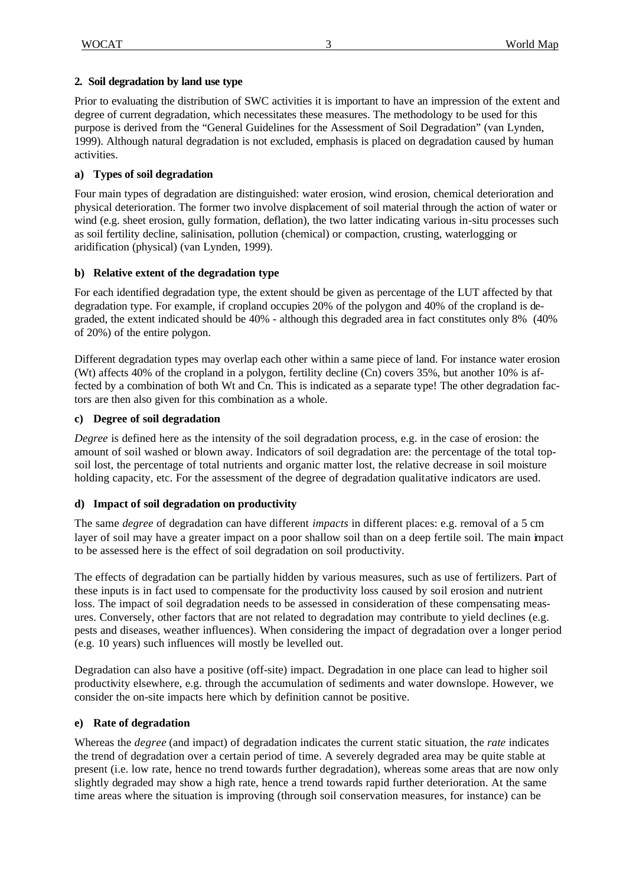## 2. Soil degradation by land use type

Prior to evaluating the distribution of SWC activities it is important to have an impression of the extent and degree of current degradation, which necessitates these measures. The methodology to be used for this purpose is derived from the "General Guidelines for the Assessment of Soil Degradation" (van Lynden, 1999). Although natural degradation is not excluded, emphasis is placed on degradation caused by human activities.

### a) Types of soil degradation

Four main types of degradation are distinguished: water erosion, wind erosion, chemical deterioration and physical deterioration. The former two involve displacement of soil material through the action of water or wind (e.g. sheet erosion, gully formation, deflation), the two latter indicating various in-situ processes such as soil fertility decline, salinisation, pollution (chemical) or compaction, crusting, waterlogging or aridification (physical) (van Lynden, 1999).

### b) Relative extent of the degradation type

For each identified degradation type, the extent should be given as percentage of the LUT affected by that degradation type. For example, if cropland occupies 20% of the polygon and 40% of the cropland is degraded, the extent indicated should be 40% - although this degraded area in fact constitutes only 8% (40% of 20%) of the entire polygon.

Different degradation types may overlap each other within a same piece of land. For instance water erosion (Wt) affects 40% of the cropland in a polygon, fertility decline (Cn) covers 35%, but another 10% is affected by a combination of both Wt and Cn. This is indicated as a separate type! The other degradation factors are then also given for this combination as a whole.

### c) Degree of soil degradation

*Degree* is defined here as the intensity of the soil degradation process, e.g. in the case of erosion: the amount of soil washed or blown away. Indicators of soil degradation are: the percentage of the total topsoil lost, the percentage of total nutrients and organic matter lost, the relative decrease in soil moisture holding capacity, etc. For the assessment of the degree of degradation qualitative indicators are used.

### d) Impact of soil degradation on productivity

The same *degree* of degradation can have different *impacts* in different places: e.g. removal of a 5 cm layer of soil may have a greater impact on a poor shallow soil than on a deep fertile soil. The main impact to be assessed here is the effect of soil degradation on soil productivity.

The effects of degradation can be partially hidden by various measures, such as use of fertilizers. Part of these inputs is in fact used to compensate for the productivity loss caused by soil erosion and nutrient loss. The impact of soil degradation needs to be assessed in consideration of these compensating measures. Conversely, other factors that are not related to degradation may contribute to yield declines (e.g. pests and diseases, weather influences). When considering the impact of degradation over a longer period (e.g. 10 years) such influences will mostly be levelled out.

Degradation can also have a positive (off-site) impact. Degradation in one place can lead to higher soil productivity elsewhere, e.g. through the accumulation of sediments and water downslope. However, we consider the on-site impacts here which by definition cannot be positive.

### e) Rate of degradation

Whereas the *degree* (and impact) of degradation indicates the current static situation, the *rate* indicates the trend of degradation over a certain period of time. A severely degraded area may be quite stable at present (i.e. low rate, hence no trend towards further degradation), whereas some areas that are now only slightly degraded may show a high rate, hence a trend towards rapid further deterioration. At the same time areas where the situation is improving (through soil conservation measures, for instance) can be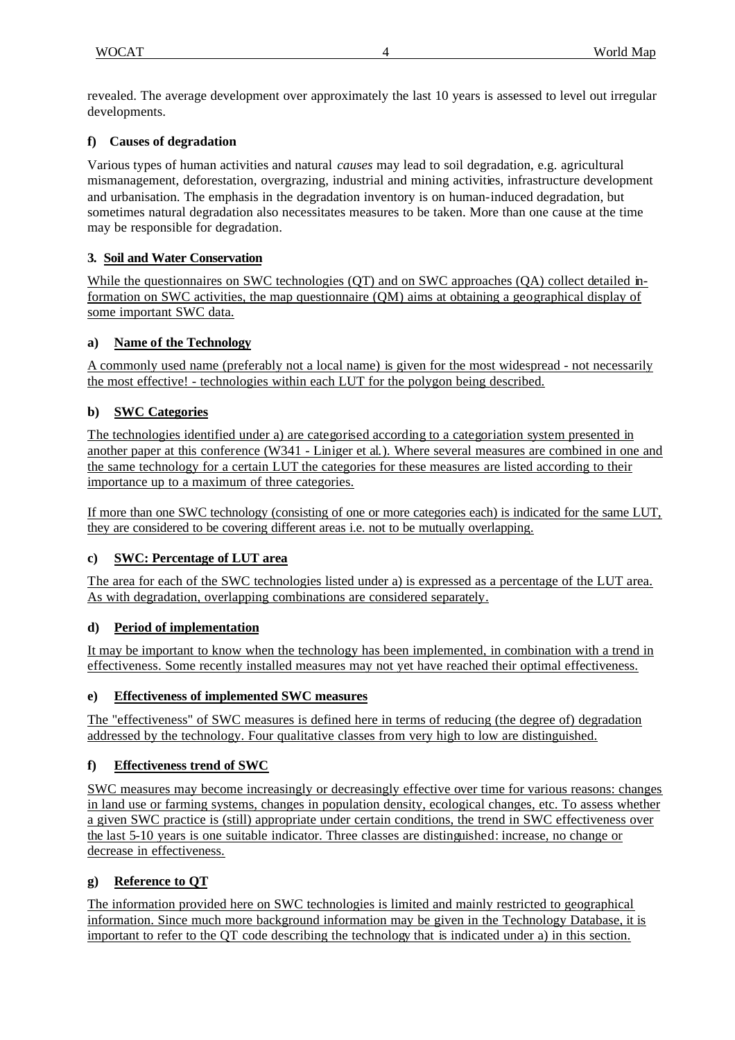revealed. The average development over approximately the last 10 years is assessed to level out irregular developments.

### f) Causes of degradation

Various types of human activities and natural *causes* may lead to soil degradation, e.g. agricultural mismanagement, deforestation, overgrazing, industrial and mining activities, infrastructure development and urbanisation. The emphasis in the degradation inventory is on human-induced degradation, but sometimes natural degradation also necessitates measures to be taken. More than one cause at the time may be responsible for degradation.

## 3. Soil and Water Conservation

While the questionnaires on SWC technologies (QT) and on SWC approaches (QA) collect detailed information on SWC activities, the map questionnaire (QM) aims at obtaining a geographical display of some important SWC data.

### a) Name of the Technology

A commonly used name (preferably not a local name) is given for the most widespread - not necessarily the most effective! - technologies within each LUT for the polygon being described.

### b) SWC Categories

The technologies identified under a) are categorised according to a categoriation system presented in another paper at this conference (W341 - Liniger et al.). Where several measures are combined in one and the same technology for a certain LUT the categories for these measures are listed according to their importance up to a maximum of three categories.

If more than one SWC technology (consisting of one or more categories each) is indicated for the same LUT, they are considered to be covering different areas i.e. not to be mutually overlapping.

### c) SWC: Percentage of LUT area

The area for each of the SWC technologies listed under a) is expressed as a percentage of the LUT area. As with degradation, overlapping combinations are considered separately.

### d) Period of implementation

It may be important to know when the technology has been implemented, in combination with a trend in effectiveness. Some recently installed measures may not yet have reached their optimal effectiveness.

### e) Effectiveness of implemented SWC measures

The "effectiveness" of SWC measures is defined here in terms of reducing (the degree of) degradation addressed by the technology. Four qualitative classes from very high to low are distinguished.

### f) Effectiveness trend of SWC

SWC measures may become increasingly or decreasingly effective over time for various reasons: changes in land use or farming systems, changes in population density, ecological changes, etc. To assess whether a given SWC practice is (still) appropriate under certain conditions, the trend in SWC effectiveness over the last 5-10 years is one suitable indicator. Three classes are distinguished: increase, no change or decrease in effectiveness.

### g) Reference to QT

The information provided here on SWC technologies is limited and mainly restricted to geographical information. Since much more background information may be given in the Technology Database, it is important to refer to the QT code describing the technology that is indicated under a) in this section.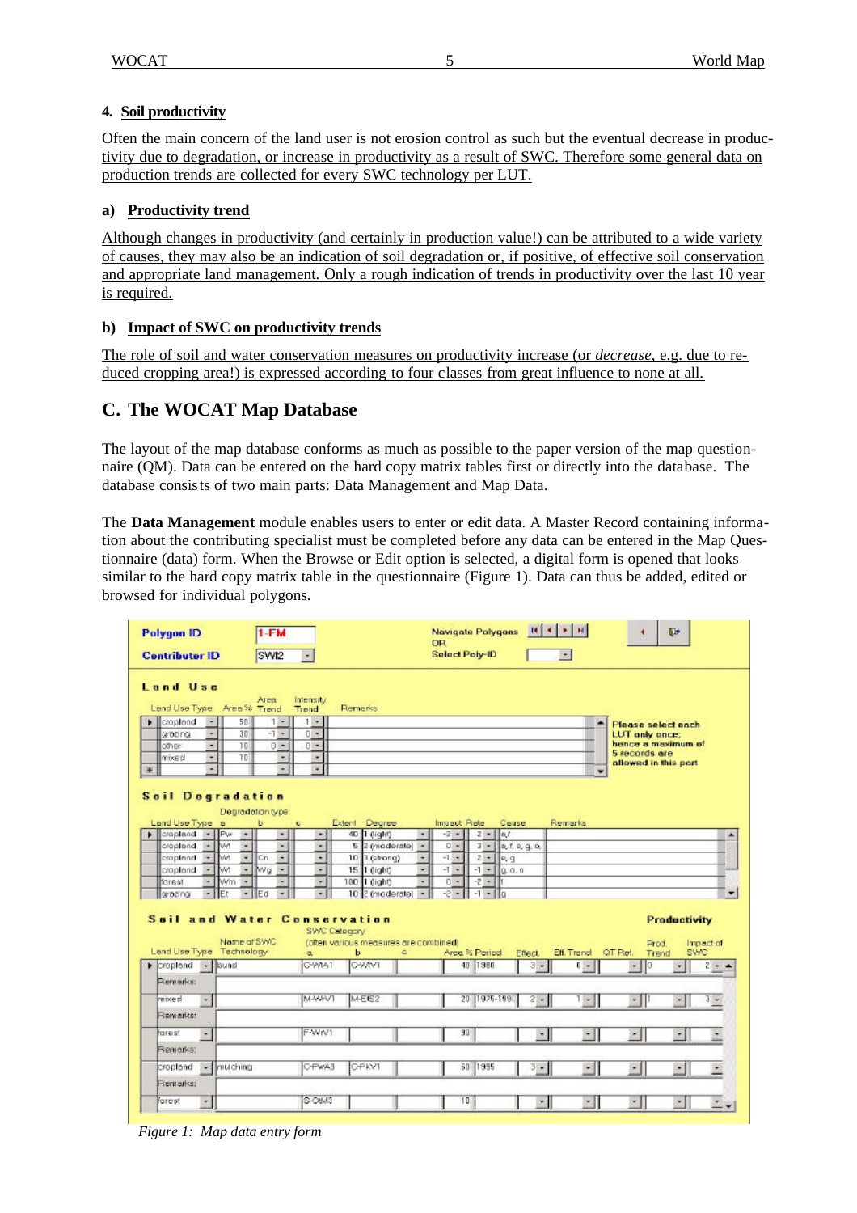### 4. Soil productivity

Often the main concern of the land user is not erosion control as such but the eventual decrease in productivity due to degradation, or increase in productivity as a result of SWC. Therefore some general data on production trends are collected for every SWC technology per LUT.

#### a) Productivity trend

Although changes in productivity (and certainly in production value!) can be attributed to a wide variety of causes, they may also be an indication of soil degradation or, if positive, of effective soil conservation and appropriate land management. Only a rough indication of trends in productivity over the last 10 year is required.

#### b) Impact of SWC on productivity trends

The role of soil and water conservation measures on productivity increase (or *decrease*, e.g. due to reduced cropping area!) is expressed according to four classes from great influence to none at all.

## C. The WOCAT Map Database

The layout of the map database conforms as much as possible to the paper version of the map questionnaire (QM). Data can be entered on the hard copy matrix tables first or directly into the database. The database consists of two main parts: Data Management and Map Data.

The **Data Management** module enables users to enter or edit data. A Master Record containing information about the contributing specialist must be completed before any data can be entered in the Map Questionnaire (data) form. When the Browse or Edit option is selected, a digital form is opened that looks similar to the hard copy matrix table in the questionnaire (Figure 1). Data can thus be added, edited or browsed for individual polygons.

*Figure 1: Map data entry form*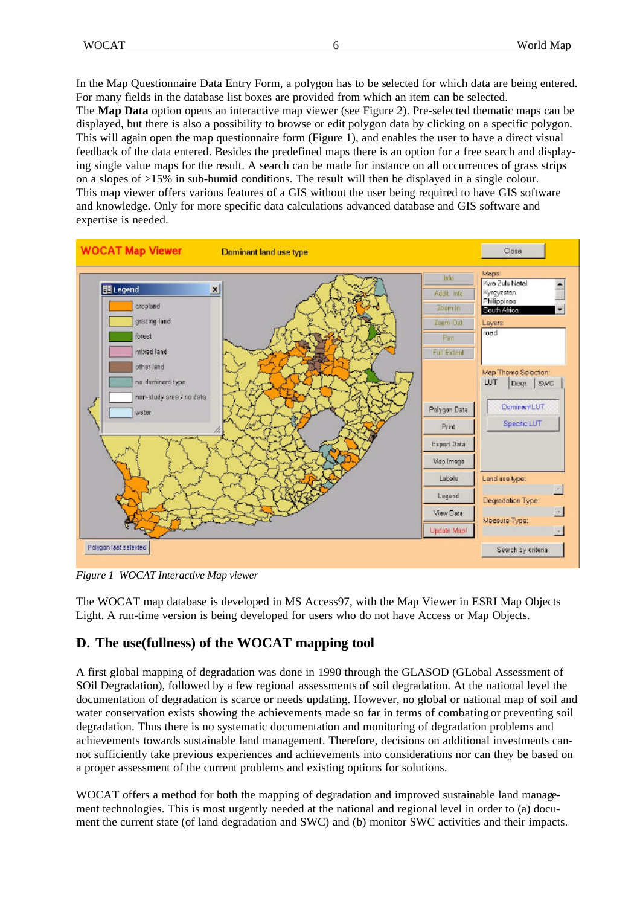In the Map Questionnaire Data Entry Form, a polygon has to be selected for which data are being entered. For many fields in the database list boxes are provided from which an item can be selected.
The **Map Data** option opens an interactive map viewer (see Figure 2). Pre-selected thematic maps can be displayed, but there is also a possibility to browse or edit polygon data by clicking on a specific polygon. This will again open the map questionnaire form (Figure 1), and enables the user to have a direct visual feedback of the data entered. Besides the predefined maps there is an option for a free search and displaying single value maps for the result. A search can be made for instance on all occurrences of grass strips on a slopes of >15% in sub-humid conditions. The result will then be displayed in a single colour.
This map viewer offers various features of a GIS without the user being required to have GIS software and knowledge. Only for more specific data calculations advanced database and GIS software and expertise is needed.

*Figure 1 WOCAT Interactive Map viewer*

The WOCAT map database is developed in MS Access97, with the Map Viewer in ESRI Map Objects Light. A run-time version is being developed for users who do not have Access or Map Objects.

## D. The use(fullness) of the WOCAT mapping tool

A first global mapping of degradation was done in 1990 through the GLASOD (GLobal Assessment of SOil Degradation), followed by a few regional assessments of soil degradation. At the national level the documentation of degradation is scarce or needs updating. However, no global or national map of soil and water conservation exists showing the achievements made so far in terms of combating or preventing soil degradation. Thus there is no systematic documentation and monitoring of degradation problems and achievements towards sustainable land management. Therefore, decisions on additional investments cannot sufficiently take previous experiences and achievements into considerations nor can they be based on a proper assessment of the current problems and existing options for solutions.

WOCAT offers a method for both the mapping of degradation and improved sustainable land management technologies. This is most urgently needed at the national and regional level in order to (a) document the current state (of land degradation and SWC) and (b) monitor SWC activities and their impacts.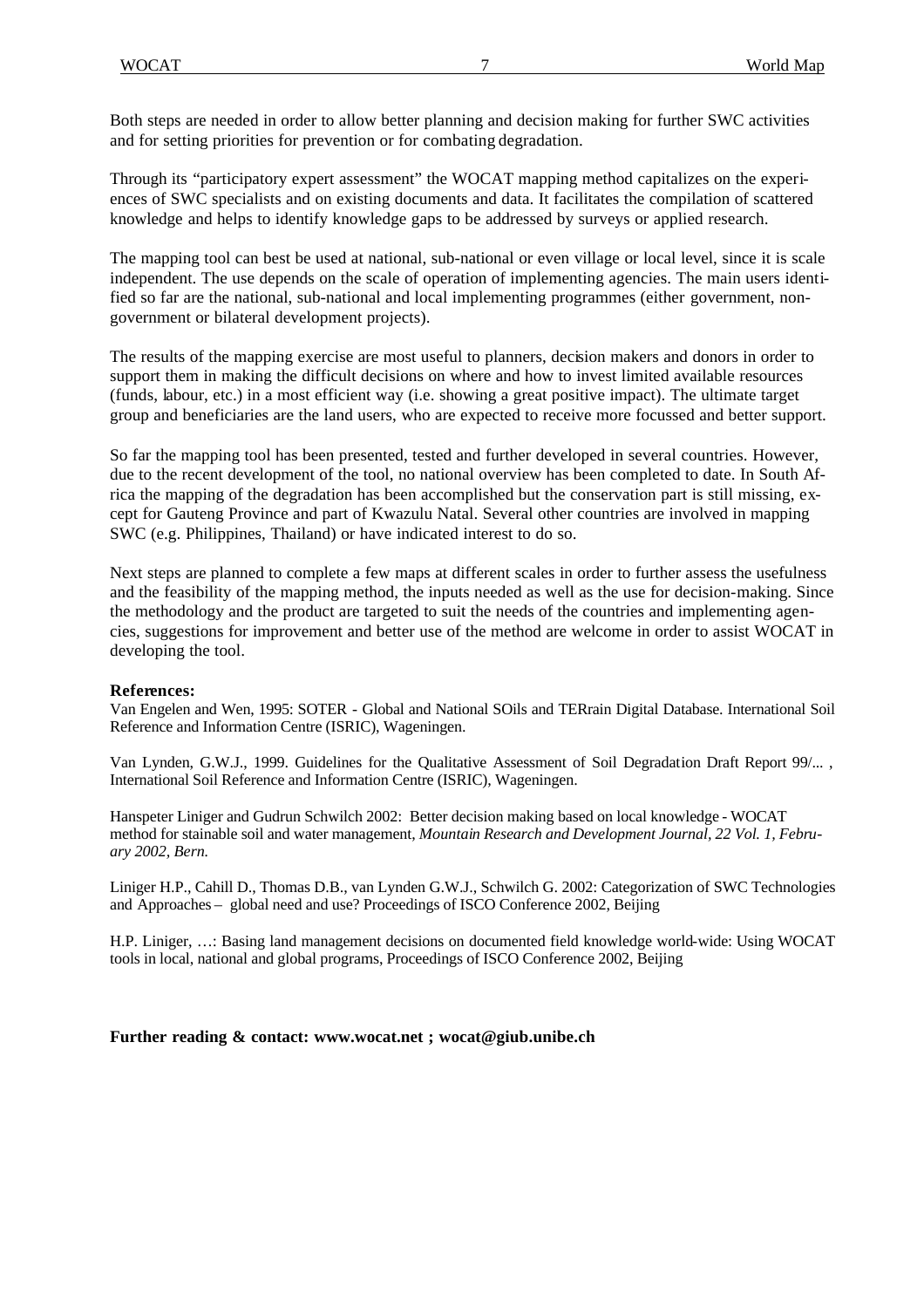Both steps are needed in order to allow better planning and decision making for further SWC activities and for setting priorities for prevention or for combating degradation.

Through its "participatory expert assessment" the WOCAT mapping method capitalizes on the experiences of SWC specialists and on existing documents and data. It facilitates the compilation of scattered knowledge and helps to identify knowledge gaps to be addressed by surveys or applied research.

The mapping tool can best be used at national, sub-national or even village or local level, since it is scale independent. The use depends on the scale of operation of implementing agencies. The main users identified so far are the national, sub-national and local implementing programmes (either government, non-government or bilateral development projects).

The results of the mapping exercise are most useful to planners, decision makers and donors in order to support them in making the difficult decisions on where and how to invest limited available resources (funds, labour, etc.) in a most efficient way (i.e. showing a great positive impact). The ultimate target group and beneficiaries are the land users, who are expected to receive more focussed and better support.

So far the mapping tool has been presented, tested and further developed in several countries. However, due to the recent development of the tool, no national overview has been completed to date. In South Africa the mapping of the degradation has been accomplished but the conservation part is still missing, except for Gauteng Province and part of Kwazulu Natal. Several other countries are involved in mapping SWC (e.g. Philippines, Thailand) or have indicated interest to do so.

Next steps are planned to complete a few maps at different scales in order to further assess the usefulness and the feasibility of the mapping method, the inputs needed as well as the use for decision-making. Since the methodology and the product are targeted to suit the needs of the countries and implementing agencies, suggestions for improvement and better use of the method are welcome in order to assist WOCAT in developing the tool.

**References:**

Van Engelen and Wen, 1995: SOTER - Global and National SOils and TERrain Digital Database. International Soil Reference and Information Centre (ISRIC), Wageningen.

Van Lynden, G.W.J., 1999. Guidelines for the Qualitative Assessment of Soil Degradation Draft Report 99/... , International Soil Reference and Information Centre (ISRIC), Wageningen.

Hanspeter Liniger and Gudrun Schwilch 2002: Better decision making based on local knowledge - WOCAT method for stainable soil and water management, *Mountain Research and Development Journal, 22 Vol. 1, February 2002, Bern.*

Liniger H.P., Cahill D., Thomas D.B., van Lynden G.W.J., Schwilch G. 2002: Categorization of SWC Technologies and Approaches – global need and use? Proceedings of ISCO Conference 2002, Beijing

H.P. Liniger, …: Basing land management decisions on documented field knowledge world-wide: Using WOCAT tools in local, national and global programs, Proceedings of ISCO Conference 2002, Beijing

**Further reading & contact: www.wocat.net ; wocat@giub.unibe.ch**